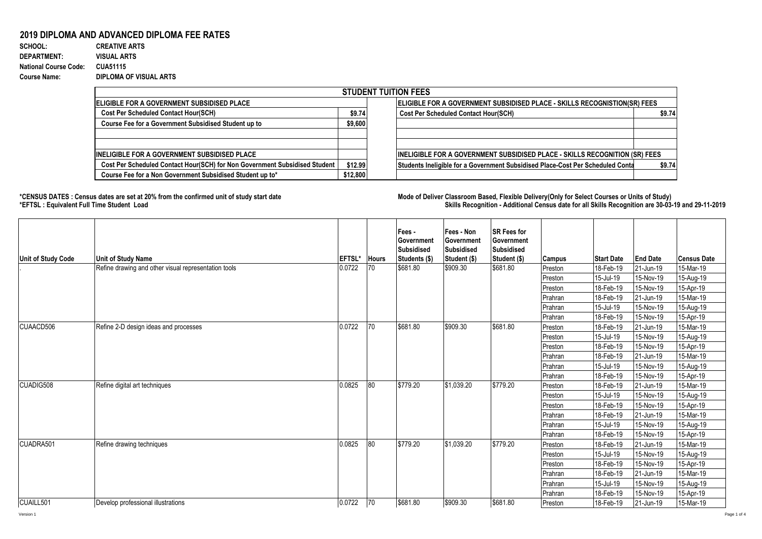# 2019 DIPLOMA AND ADVANCED DIPLOMA FEE RATES

**SCHOOL:** CREATIVE ARTS
**DEPARTMENT:** VISUAL ARTS
**National Course Code:** CUA51115
**Course Name:** DIPLOMA OF VISUAL ARTS

## STUDENT TUITION FEES

| ELIGIBLE FOR A GOVERNMENT SUBSIDISED PLACE | | ELIGIBLE FOR A GOVERNMENT SUBSIDISED PLACE - SKILLS RECOGNISTION(SR) FEES | |
|---|---|---|---|
| Cost Per Scheduled Contact Hour(SCH) | $9.74 | Cost Per Scheduled Contact Hour(SCH) | $9.74 |
| Course Fee for a Government Subsidised Student up to | $9,600 | | |
| | | | |
| | | | |
| **INELIGIBLE FOR A GOVERNMENT SUBSIDISED PLACE** | | **INELIGIBLE FOR A GOVERNMENT SUBSIDISED PLACE - SKILLS RECOGNITION (SR) FEES** | |
| Cost Per Scheduled Contact Hour(SCH) for Non Government Subsidised Student | $12.99 | Students Ineligible for a Government Subsidised Place-Cost Per Scheduled Conta | $9.74 |
| Course Fee for a Non Government Subsidised Student up to* | $12,800 | | |

**\*CENSUS DATES : Census dates are set at 20% from the confirmed unit of study start date**
**\*EFTSL : Equivalent Full Time Student Load**

**Mode of Deliver Classroom Based, Flexible Delivery(Only for Select Courses or Units of Study)**
**Skills Recognition - Additional Census date for all Skills Recognition are 30-03-19 and 29-11-2019**

| Unit of Study Code | Unit of Study Name | EFTSL* | Hours | Fees - Government Subsidised Students ($) | Fees - Non Government Subsidised Student ($) | SR Fees for Government Subsidised Student ($) | Campus | Start Date | End Date | Census Date |
|---|---|---|---|---|---|---|---|---|---|---|
| . | Refine drawing and other visual representation tools | 0.0722 | 70 | $681.80 | $909.30 | $681.80 | Preston | 18-Feb-19 | 21-Jun-19 | 15-Mar-19 |
| | | | | | | | Preston | 15-Jul-19 | 15-Nov-19 | 15-Aug-19 |
| | | | | | | | Preston | 18-Feb-19 | 15-Nov-19 | 15-Apr-19 |
| | | | | | | | Prahran | 18-Feb-19 | 21-Jun-19 | 15-Mar-19 |
| | | | | | | | Prahran | 15-Jul-19 | 15-Nov-19 | 15-Aug-19 |
| | | | | | | | Prahran | 18-Feb-19 | 15-Nov-19 | 15-Apr-19 |
| CUAACD506 | Refine 2-D design ideas and processes | 0.0722 | 70 | $681.80 | $909.30 | $681.80 | Preston | 18-Feb-19 | 21-Jun-19 | 15-Mar-19 |
| | | | | | | | Preston | 15-Jul-19 | 15-Nov-19 | 15-Aug-19 |
| | | | | | | | Preston | 18-Feb-19 | 15-Nov-19 | 15-Apr-19 |
| | | | | | | | Prahran | 18-Feb-19 | 21-Jun-19 | 15-Mar-19 |
| | | | | | | | Prahran | 15-Jul-19 | 15-Nov-19 | 15-Aug-19 |
| | | | | | | | Prahran | 18-Feb-19 | 15-Nov-19 | 15-Apr-19 |
| CUADIG508 | Refine digital art techniques | 0.0825 | 80 | $779.20 | $1,039.20 | $779.20 | Preston | 18-Feb-19 | 21-Jun-19 | 15-Mar-19 |
| | | | | | | | Preston | 15-Jul-19 | 15-Nov-19 | 15-Aug-19 |
| | | | | | | | Preston | 18-Feb-19 | 15-Nov-19 | 15-Apr-19 |
| | | | | | | | Prahran | 18-Feb-19 | 21-Jun-19 | 15-Mar-19 |
| | | | | | | | Prahran | 15-Jul-19 | 15-Nov-19 | 15-Aug-19 |
| | | | | | | | Prahran | 18-Feb-19 | 15-Nov-19 | 15-Apr-19 |
| CUADRA501 | Refine drawing techniques | 0.0825 | 80 | $779.20 | $1,039.20 | $779.20 | Preston | 18-Feb-19 | 21-Jun-19 | 15-Mar-19 |
| | | | | | | | Preston | 15-Jul-19 | 15-Nov-19 | 15-Aug-19 |
| | | | | | | | Preston | 18-Feb-19 | 15-Nov-19 | 15-Apr-19 |
| | | | | | | | Prahran | 18-Feb-19 | 21-Jun-19 | 15-Mar-19 |
| | | | | | | | Prahran | 15-Jul-19 | 15-Nov-19 | 15-Aug-19 |
| | | | | | | | Prahran | 18-Feb-19 | 15-Nov-19 | 15-Apr-19 |
| CUAILL501 | Develop professional illustrations | 0.0722 | 70 | $681.80 | $909.30 | $681.80 | Preston | 18-Feb-19 | 21-Jun-19 | 15-Mar-19 |

Version 1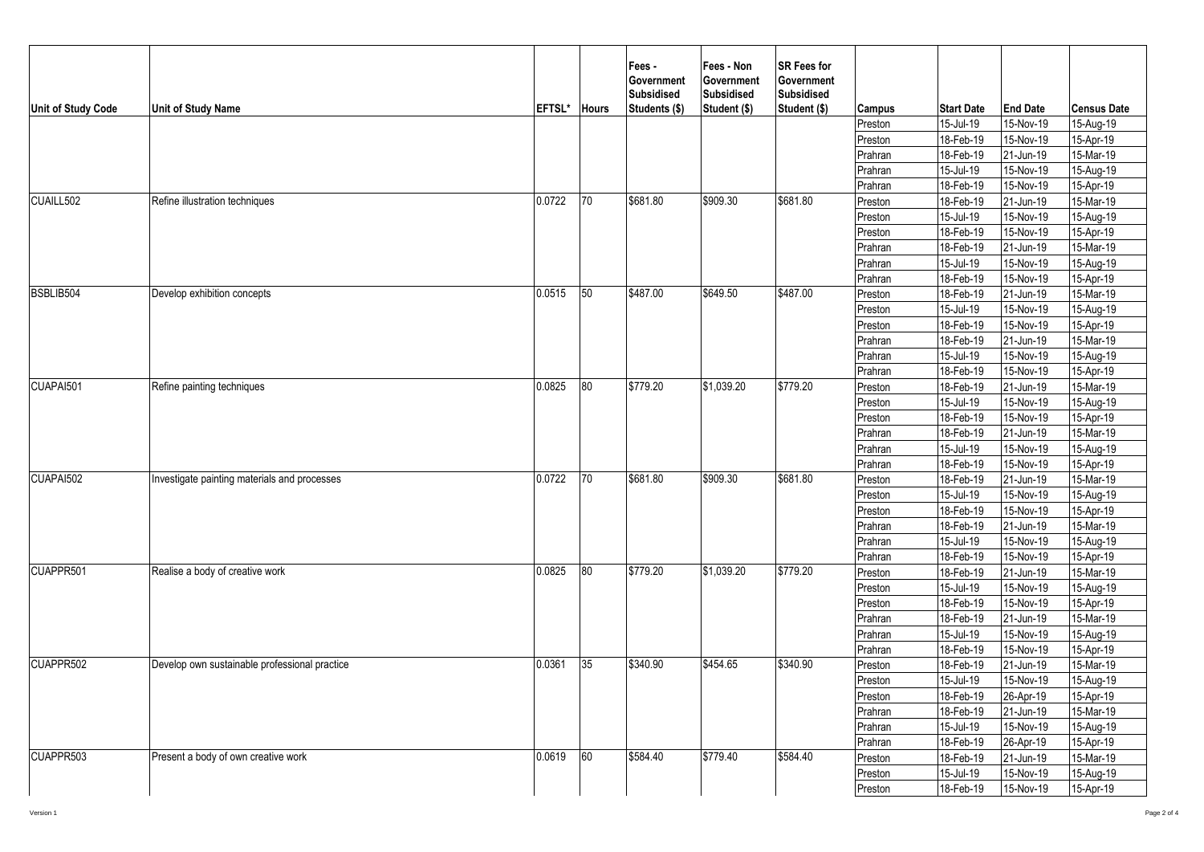| Unit of Study Code | Unit of Study Name | EFTSL* | Hours | Fees - Government Subsidised Students ($) | Fees - Non Government Subsidised Student ($) | SR Fees for Government Subsidised Student ($) | Campus | Start Date | End Date | Census Date |
|---|---|---|---|---|---|---|---|---|---|---|
| | | | | | | | Preston | 15-Jul-19 | 15-Nov-19 | 15-Aug-19 |
| | | | | | | | Preston | 18-Feb-19 | 15-Nov-19 | 15-Apr-19 |
| | | | | | | | Prahran | 18-Feb-19 | 21-Jun-19 | 15-Mar-19 |
| | | | | | | | Prahran | 15-Jul-19 | 15-Nov-19 | 15-Aug-19 |
| | | | | | | | Prahran | 18-Feb-19 | 15-Nov-19 | 15-Apr-19 |
| CUAILL502 | Refine illustration techniques | 0.0722 | 70 | $681.80 | $909.30 | $681.80 | Preston | 18-Feb-19 | 21-Jun-19 | 15-Mar-19 |
| | | | | | | | Preston | 15-Jul-19 | 15-Nov-19 | 15-Aug-19 |
| | | | | | | | Preston | 18-Feb-19 | 15-Nov-19 | 15-Apr-19 |
| | | | | | | | Prahran | 18-Feb-19 | 21-Jun-19 | 15-Mar-19 |
| | | | | | | | Prahran | 15-Jul-19 | 15-Nov-19 | 15-Aug-19 |
| | | | | | | | Prahran | 18-Feb-19 | 15-Nov-19 | 15-Apr-19 |
| BSBLIB504 | Develop exhibition concepts | 0.0515 | 50 | $487.00 | $649.50 | $487.00 | Preston | 18-Feb-19 | 21-Jun-19 | 15-Mar-19 |
| | | | | | | | Preston | 15-Jul-19 | 15-Nov-19 | 15-Aug-19 |
| | | | | | | | Preston | 18-Feb-19 | 15-Nov-19 | 15-Apr-19 |
| | | | | | | | Prahran | 18-Feb-19 | 21-Jun-19 | 15-Mar-19 |
| | | | | | | | Prahran | 15-Jul-19 | 15-Nov-19 | 15-Aug-19 |
| | | | | | | | Prahran | 18-Feb-19 | 15-Nov-19 | 15-Apr-19 |
| CUAPAI501 | Refine painting techniques | 0.0825 | 80 | $779.20 | $1,039.20 | $779.20 | Preston | 18-Feb-19 | 21-Jun-19 | 15-Mar-19 |
| | | | | | | | Preston | 15-Jul-19 | 15-Nov-19 | 15-Aug-19 |
| | | | | | | | Preston | 18-Feb-19 | 15-Nov-19 | 15-Apr-19 |
| | | | | | | | Prahran | 18-Feb-19 | 21-Jun-19 | 15-Mar-19 |
| | | | | | | | Prahran | 15-Jul-19 | 15-Nov-19 | 15-Aug-19 |
| | | | | | | | Prahran | 18-Feb-19 | 15-Nov-19 | 15-Apr-19 |
| CUAPAI502 | Investigate painting materials and processes | 0.0722 | 70 | $681.80 | $909.30 | $681.80 | Preston | 18-Feb-19 | 21-Jun-19 | 15-Mar-19 |
| | | | | | | | Preston | 15-Jul-19 | 15-Nov-19 | 15-Aug-19 |
| | | | | | | | Preston | 18-Feb-19 | 15-Nov-19 | 15-Apr-19 |
| | | | | | | | Prahran | 18-Feb-19 | 21-Jun-19 | 15-Mar-19 |
| | | | | | | | Prahran | 15-Jul-19 | 15-Nov-19 | 15-Aug-19 |
| | | | | | | | Prahran | 18-Feb-19 | 15-Nov-19 | 15-Apr-19 |
| CUAPPR501 | Realise a body of creative work | 0.0825 | 80 | $779.20 | $1,039.20 | $779.20 | Preston | 18-Feb-19 | 21-Jun-19 | 15-Mar-19 |
| | | | | | | | Preston | 15-Jul-19 | 15-Nov-19 | 15-Aug-19 |
| | | | | | | | Preston | 18-Feb-19 | 15-Nov-19 | 15-Apr-19 |
| | | | | | | | Prahran | 18-Feb-19 | 21-Jun-19 | 15-Mar-19 |
| | | | | | | | Prahran | 15-Jul-19 | 15-Nov-19 | 15-Aug-19 |
| | | | | | | | Prahran | 18-Feb-19 | 15-Nov-19 | 15-Apr-19 |
| CUAPPR502 | Develop own sustainable professional practice | 0.0361 | 35 | $340.90 | $454.65 | $340.90 | Preston | 18-Feb-19 | 21-Jun-19 | 15-Mar-19 |
| | | | | | | | Preston | 15-Jul-19 | 15-Nov-19 | 15-Aug-19 |
| | | | | | | | Preston | 18-Feb-19 | 26-Apr-19 | 15-Apr-19 |
| | | | | | | | Prahran | 18-Feb-19 | 21-Jun-19 | 15-Mar-19 |
| | | | | | | | Prahran | 15-Jul-19 | 15-Nov-19 | 15-Aug-19 |
| | | | | | | | Prahran | 18-Feb-19 | 26-Apr-19 | 15-Apr-19 |
| CUAPPR503 | Present a body of own creative work | 0.0619 | 60 | $584.40 | $779.40 | $584.40 | Preston | 18-Feb-19 | 21-Jun-19 | 15-Mar-19 |
| | | | | | | | Preston | 15-Jul-19 | 15-Nov-19 | 15-Aug-19 |
| | | | | | | | Preston | 18-Feb-19 | 15-Nov-19 | 15-Apr-19 |

Version 1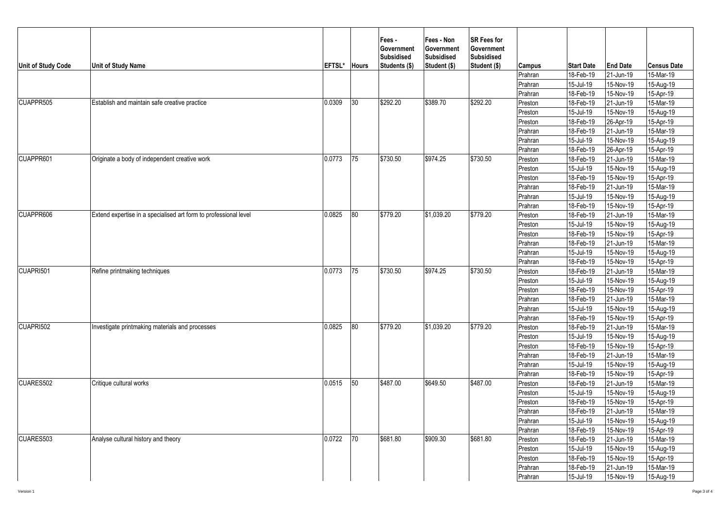| Unit of Study Code | Unit of Study Name | EFTSL* | Hours | Fees - Government Subsidised Students ($) | Fees - Non Government Subsidised Student ($) | SR Fees for Government Subsidised Student ($) | Campus | Start Date | End Date | Census Date |
|---|---|---|---|---|---|---|---|---|---|---|
| | | | | | | | Prahran | 18-Feb-19 | 21-Jun-19 | 15-Mar-19 |
| | | | | | | | Prahran | 15-Jul-19 | 15-Nov-19 | 15-Aug-19 |
| | | | | | | | Prahran | 18-Feb-19 | 15-Nov-19 | 15-Apr-19 |
| CUAPPR505 | Establish and maintain safe creative practice | 0.0309 | 30 | $292.20 | $389.70 | $292.20 | Preston | 18-Feb-19 | 21-Jun-19 | 15-Mar-19 |
| | | | | | | | Preston | 15-Jul-19 | 15-Nov-19 | 15-Aug-19 |
| | | | | | | | Preston | 18-Feb-19 | 26-Apr-19 | 15-Apr-19 |
| | | | | | | | Prahran | 18-Feb-19 | 21-Jun-19 | 15-Mar-19 |
| | | | | | | | Prahran | 15-Jul-19 | 15-Nov-19 | 15-Aug-19 |
| | | | | | | | Prahran | 18-Feb-19 | 26-Apr-19 | 15-Apr-19 |
| CUAPPR601 | Originate a body of independent creative work | 0.0773 | 75 | $730.50 | $974.25 | $730.50 | Preston | 18-Feb-19 | 21-Jun-19 | 15-Mar-19 |
| | | | | | | | Preston | 15-Jul-19 | 15-Nov-19 | 15-Aug-19 |
| | | | | | | | Preston | 18-Feb-19 | 15-Nov-19 | 15-Apr-19 |
| | | | | | | | Prahran | 18-Feb-19 | 21-Jun-19 | 15-Mar-19 |
| | | | | | | | Prahran | 15-Jul-19 | 15-Nov-19 | 15-Aug-19 |
| | | | | | | | Prahran | 18-Feb-19 | 15-Nov-19 | 15-Apr-19 |
| CUAPPR606 | Extend expertise in a specialised art form to professional level | 0.0825 | 80 | $779.20 | $1,039.20 | $779.20 | Preston | 18-Feb-19 | 21-Jun-19 | 15-Mar-19 |
| | | | | | | | Preston | 15-Jul-19 | 15-Nov-19 | 15-Aug-19 |
| | | | | | | | Preston | 18-Feb-19 | 15-Nov-19 | 15-Apr-19 |
| | | | | | | | Prahran | 18-Feb-19 | 21-Jun-19 | 15-Mar-19 |
| | | | | | | | Prahran | 15-Jul-19 | 15-Nov-19 | 15-Aug-19 |
| | | | | | | | Prahran | 18-Feb-19 | 15-Nov-19 | 15-Apr-19 |
| CUAPRI501 | Refine printmaking techniques | 0.0773 | 75 | $730.50 | $974.25 | $730.50 | Preston | 18-Feb-19 | 21-Jun-19 | 15-Mar-19 |
| | | | | | | | Preston | 15-Jul-19 | 15-Nov-19 | 15-Aug-19 |
| | | | | | | | Preston | 18-Feb-19 | 15-Nov-19 | 15-Apr-19 |
| | | | | | | | Prahran | 18-Feb-19 | 21-Jun-19 | 15-Mar-19 |
| | | | | | | | Prahran | 15-Jul-19 | 15-Nov-19 | 15-Aug-19 |
| | | | | | | | Prahran | 18-Feb-19 | 15-Nov-19 | 15-Apr-19 |
| CUAPRI502 | Investigate printmaking materials and processes | 0.0825 | 80 | $779.20 | $1,039.20 | $779.20 | Preston | 18-Feb-19 | 21-Jun-19 | 15-Mar-19 |
| | | | | | | | Preston | 15-Jul-19 | 15-Nov-19 | 15-Aug-19 |
| | | | | | | | Preston | 18-Feb-19 | 15-Nov-19 | 15-Apr-19 |
| | | | | | | | Prahran | 18-Feb-19 | 21-Jun-19 | 15-Mar-19 |
| | | | | | | | Prahran | 15-Jul-19 | 15-Nov-19 | 15-Aug-19 |
| | | | | | | | Prahran | 18-Feb-19 | 15-Nov-19 | 15-Apr-19 |
| CUARES502 | Critique cultural works | 0.0515 | 50 | $487.00 | $649.50 | $487.00 | Preston | 18-Feb-19 | 21-Jun-19 | 15-Mar-19 |
| | | | | | | | Preston | 15-Jul-19 | 15-Nov-19 | 15-Aug-19 |
| | | | | | | | Preston | 18-Feb-19 | 15-Nov-19 | 15-Apr-19 |
| | | | | | | | Prahran | 18-Feb-19 | 21-Jun-19 | 15-Mar-19 |
| | | | | | | | Prahran | 15-Jul-19 | 15-Nov-19 | 15-Aug-19 |
| | | | | | | | Prahran | 18-Feb-19 | 15-Nov-19 | 15-Apr-19 |
| CUARES503 | Analyse cultural history and theory | 0.0722 | 70 | $681.80 | $909.30 | $681.80 | Preston | 18-Feb-19 | 21-Jun-19 | 15-Mar-19 |
| | | | | | | | Preston | 15-Jul-19 | 15-Nov-19 | 15-Aug-19 |
| | | | | | | | Preston | 18-Feb-19 | 15-Nov-19 | 15-Apr-19 |
| | | | | | | | Prahran | 18-Feb-19 | 21-Jun-19 | 15-Mar-19 |
| | | | | | | | Prahran | 15-Jul-19 | 15-Nov-19 | 15-Aug-19 |

Version 1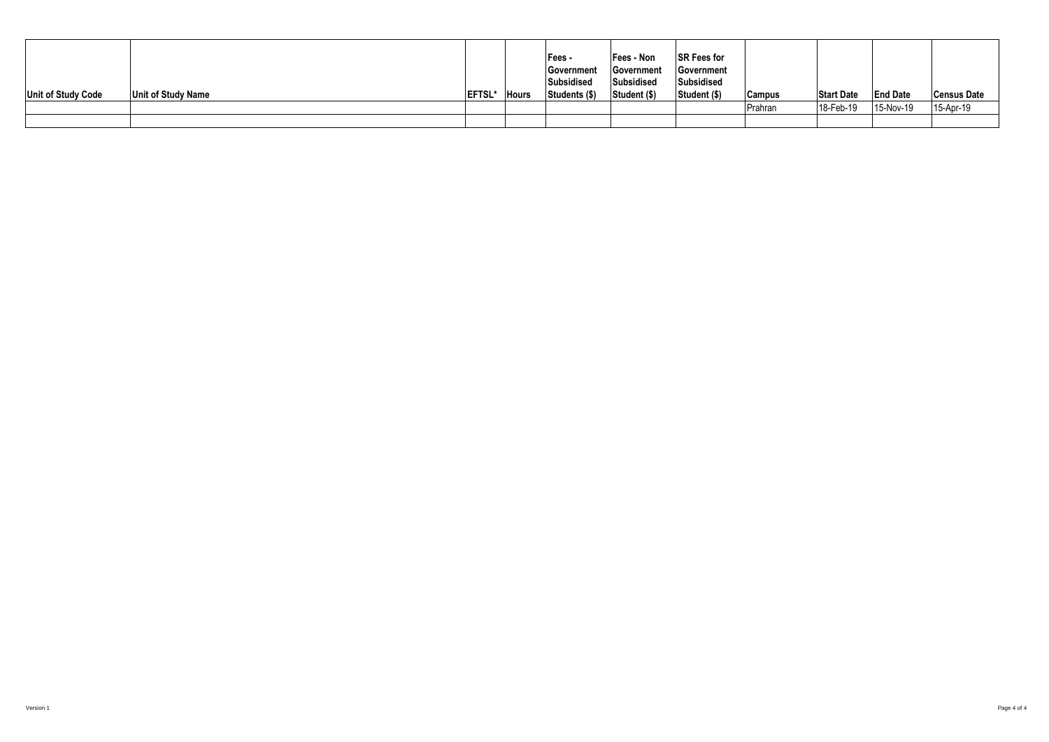| Unit of Study Code | Unit of Study Name | EFTSL* | Hours | Fees - Government Subsidised Students ($) | Fees - Non Government Subsidised Student ($) | SR Fees for Government Subsidised Student ($) | Campus | Start Date | End Date | Census Date |
|---|---|---|---|---|---|---|---|---|---|---|
| | | | | | | | Prahran | 18-Feb-19 | 15-Nov-19 | 15-Apr-19 |
| | | | | | | | | | | |

Version 1